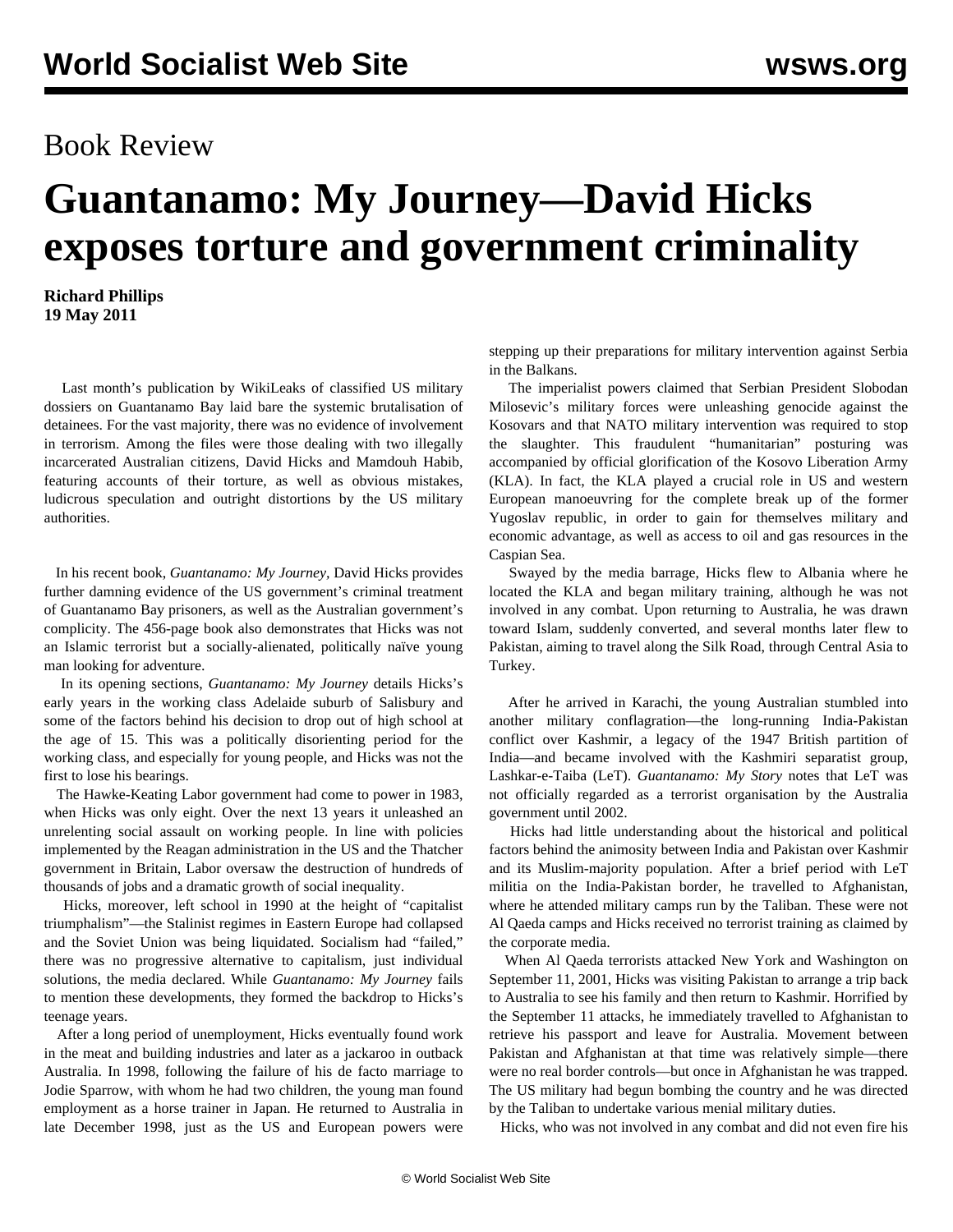Book Review

# Guantanamo: My Journey—David Hicks exposes torture and government criminality

**Richard Phillips**
**19 May 2011**

Last month's publication by WikiLeaks of classified US military dossiers on Guantanamo Bay laid bare the systemic brutalisation of detainees. For the vast majority, there was no evidence of involvement in terrorism. Among the files were those dealing with two illegally incarcerated Australian citizens, David Hicks and Mamdouh Habib, featuring accounts of their torture, as well as obvious mistakes, ludicrous speculation and outright distortions by the US military authorities.

In his recent book, *Guantanamo: My Journey,* David Hicks provides further damning evidence of the US government's criminal treatment of Guantanamo Bay prisoners, as well as the Australian government's complicity. The 456-page book also demonstrates that Hicks was not an Islamic terrorist but a socially-alienated, politically naïve young man looking for adventure.

In its opening sections, *Guantanamo: My Journey* details Hicks's early years in the working class Adelaide suburb of Salisbury and some of the factors behind his decision to drop out of high school at the age of 15. This was a politically disorienting period for the working class, and especially for young people, and Hicks was not the first to lose his bearings.

The Hawke-Keating Labor government had come to power in 1983, when Hicks was only eight. Over the next 13 years it unleashed an unrelenting social assault on working people. In line with policies implemented by the Reagan administration in the US and the Thatcher government in Britain, Labor oversaw the destruction of hundreds of thousands of jobs and a dramatic growth of social inequality.

Hicks, moreover, left school in 1990 at the height of "capitalist triumphalism"—the Stalinist regimes in Eastern Europe had collapsed and the Soviet Union was being liquidated. Socialism had "failed," there was no progressive alternative to capitalism, just individual solutions, the media declared. While *Guantanamo: My Journey* fails to mention these developments, they formed the backdrop to Hicks's teenage years.

After a long period of unemployment, Hicks eventually found work in the meat and building industries and later as a jackaroo in outback Australia. In 1998, following the failure of his de facto marriage to Jodie Sparrow, with whom he had two children, the young man found employment as a horse trainer in Japan. He returned to Australia in late December 1998, just as the US and European powers were stepping up their preparations for military intervention against Serbia in the Balkans.

The imperialist powers claimed that Serbian President Slobodan Milosevic's military forces were unleashing genocide against the Kosovars and that NATO military intervention was required to stop the slaughter. This fraudulent "humanitarian" posturing was accompanied by official glorification of the Kosovo Liberation Army (KLA). In fact, the KLA played a crucial role in US and western European manoeuvring for the complete break up of the former Yugoslav republic, in order to gain for themselves military and economic advantage, as well as access to oil and gas resources in the Caspian Sea.

Swayed by the media barrage, Hicks flew to Albania where he located the KLA and began military training, although he was not involved in any combat. Upon returning to Australia, he was drawn toward Islam, suddenly converted, and several months later flew to Pakistan, aiming to travel along the Silk Road, through Central Asia to Turkey.

After he arrived in Karachi, the young Australian stumbled into another military conflagration—the long-running India-Pakistan conflict over Kashmir, a legacy of the 1947 British partition of India—and became involved with the Kashmiri separatist group, Lashkar-e-Taiba (LeT). *Guantanamo: My Story* notes that LeT was not officially regarded as a terrorist organisation by the Australia government until 2002.

Hicks had little understanding about the historical and political factors behind the animosity between India and Pakistan over Kashmir and its Muslim-majority population. After a brief period with LeT militia on the India-Pakistan border, he travelled to Afghanistan, where he attended military camps run by the Taliban. These were not Al Qaeda camps and Hicks received no terrorist training as claimed by the corporate media.

When Al Qaeda terrorists attacked New York and Washington on September 11, 2001, Hicks was visiting Pakistan to arrange a trip back to Australia to see his family and then return to Kashmir. Horrified by the September 11 attacks, he immediately travelled to Afghanistan to retrieve his passport and leave for Australia. Movement between Pakistan and Afghanistan at that time was relatively simple—there were no real border controls—but once in Afghanistan he was trapped. The US military had begun bombing the country and he was directed by the Taliban to undertake various menial military duties.

Hicks, who was not involved in any combat and did not even fire his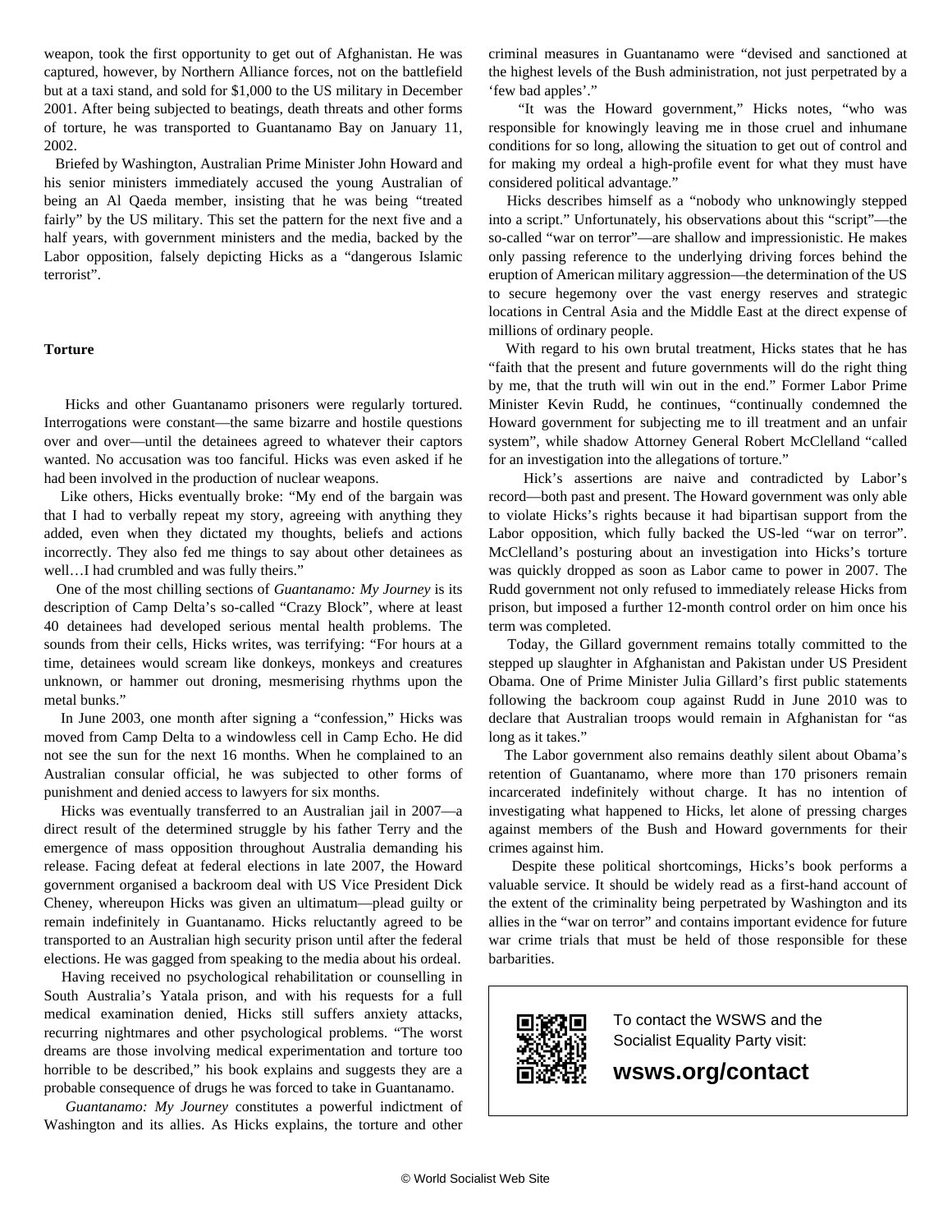weapon, took the first opportunity to get out of Afghanistan. He was captured, however, by Northern Alliance forces, not on the battlefield but at a taxi stand, and sold for $1,000 to the US military in December 2001. After being subjected to beatings, death threats and other forms of torture, he was transported to Guantanamo Bay on January 11, 2002.

Briefed by Washington, Australian Prime Minister John Howard and his senior ministers immediately accused the young Australian of being an Al Qaeda member, insisting that he was being "treated fairly" by the US military. This set the pattern for the next five and a half years, with government ministers and the media, backed by the Labor opposition, falsely depicting Hicks as a "dangerous Islamic terrorist".

**Torture**

Hicks and other Guantanamo prisoners were regularly tortured. Interrogations were constant—the same bizarre and hostile questions over and over—until the detainees agreed to whatever their captors wanted. No accusation was too fanciful. Hicks was even asked if he had been involved in the production of nuclear weapons.

Like others, Hicks eventually broke: "My end of the bargain was that I had to verbally repeat my story, agreeing with anything they added, even when they dictated my thoughts, beliefs and actions incorrectly. They also fed me things to say about other detainees as well…I had crumbled and was fully theirs."

One of the most chilling sections of *Guantanamo: My Journey* is its description of Camp Delta's so-called "Crazy Block", where at least 40 detainees had developed serious mental health problems. The sounds from their cells, Hicks writes, was terrifying: "For hours at a time, detainees would scream like donkeys, monkeys and creatures unknown, or hammer out droning, mesmerising rhythms upon the metal bunks."

In June 2003, one month after signing a "confession," Hicks was moved from Camp Delta to a windowless cell in Camp Echo. He did not see the sun for the next 16 months. When he complained to an Australian consular official, he was subjected to other forms of punishment and denied access to lawyers for six months.

Hicks was eventually transferred to an Australian jail in 2007—a direct result of the determined struggle by his father Terry and the emergence of mass opposition throughout Australia demanding his release. Facing defeat at federal elections in late 2007, the Howard government organised a backroom deal with US Vice President Dick Cheney, whereupon Hicks was given an ultimatum—plead guilty or remain indefinitely in Guantanamo. Hicks reluctantly agreed to be transported to an Australian high security prison until after the federal elections. He was gagged from speaking to the media about his ordeal.

Having received no psychological rehabilitation or counselling in South Australia's Yatala prison, and with his requests for a full medical examination denied, Hicks still suffers anxiety attacks, recurring nightmares and other psychological problems. "The worst dreams are those involving medical experimentation and torture too horrible to be described," his book explains and suggests they are a probable consequence of drugs he was forced to take in Guantanamo.

*Guantanamo: My Journey* constitutes a powerful indictment of Washington and its allies. As Hicks explains, the torture and other criminal measures in Guantanamo were "devised and sanctioned at the highest levels of the Bush administration, not just perpetrated by a 'few bad apples'."

"It was the Howard government," Hicks notes, "who was responsible for knowingly leaving me in those cruel and inhumane conditions for so long, allowing the situation to get out of control and for making my ordeal a high-profile event for what they must have considered political advantage."

Hicks describes himself as a "nobody who unknowingly stepped into a script." Unfortunately, his observations about this "script"—the so-called "war on terror"—are shallow and impressionistic. He makes only passing reference to the underlying driving forces behind the eruption of American military aggression—the determination of the US to secure hegemony over the vast energy reserves and strategic locations in Central Asia and the Middle East at the direct expense of millions of ordinary people.

With regard to his own brutal treatment, Hicks states that he has "faith that the present and future governments will do the right thing by me, that the truth will win out in the end." Former Labor Prime Minister Kevin Rudd, he continues, "continually condemned the Howard government for subjecting me to ill treatment and an unfair system", while shadow Attorney General Robert McClelland "called for an investigation into the allegations of torture."

Hick's assertions are naive and contradicted by Labor's record—both past and present. The Howard government was only able to violate Hicks's rights because it had bipartisan support from the Labor opposition, which fully backed the US-led "war on terror". McClelland's posturing about an investigation into Hicks's torture was quickly dropped as soon as Labor came to power in 2007. The Rudd government not only refused to immediately release Hicks from prison, but imposed a further 12-month control order on him once his term was completed.

Today, the Gillard government remains totally committed to the stepped up slaughter in Afghanistan and Pakistan under US President Obama. One of Prime Minister Julia Gillard's first public statements following the backroom coup against Rudd in June 2010 was to declare that Australian troops would remain in Afghanistan for "as long as it takes."

The Labor government also remains deathly silent about Obama's retention of Guantanamo, where more than 170 prisoners remain incarcerated indefinitely without charge. It has no intention of investigating what happened to Hicks, let alone of pressing charges against members of the Bush and Howard governments for their crimes against him.

Despite these political shortcomings, Hicks's book performs a valuable service. It should be widely read as a first-hand account of the extent of the criminality being perpetrated by Washington and its allies in the "war on terror" and contains important evidence for future war crime trials that must be held of those responsible for these barbarities.

To contact the WSWS and the Socialist Equality Party visit:

**wsws.org/contact**